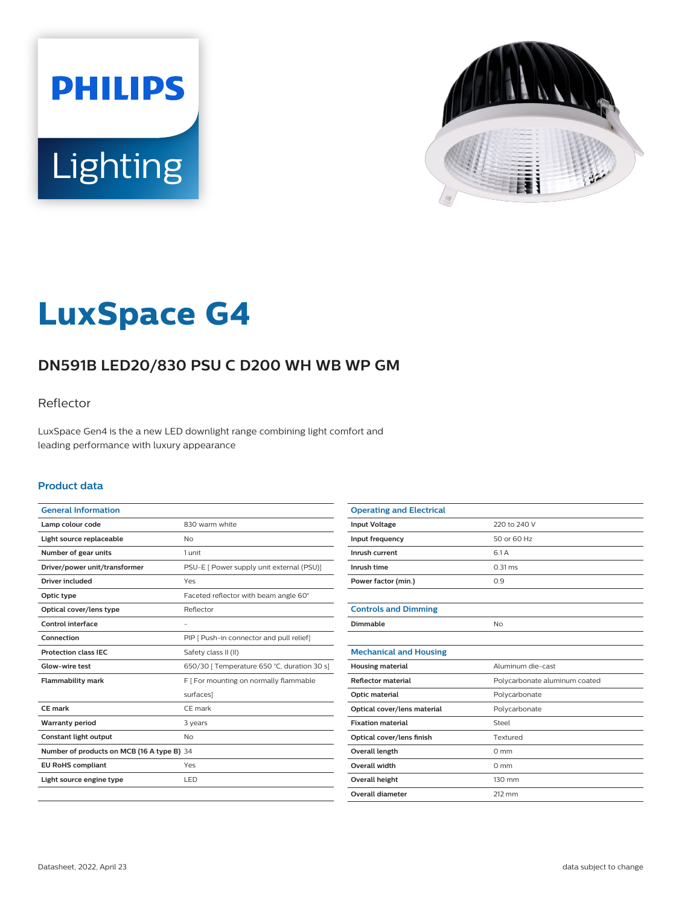PHILIPS

Lighting

# LuxSpace G4

## DN591B LED20/830 PSU C D200 WH WB WP GM

Reflector

LuxSpace Gen4 is the a new LED downlight range combining light comfort and leading performance with luxury appearance

### Product data

| General Information | |
|---|---|
| Lamp colour code | 830 warm white |
| Light source replaceable | No |
| Number of gear units | 1 unit |
| Driver/power unit/transformer | PSU-E [ Power supply unit external (PSU)] |
| Driver included | Yes |
| Optic type | Faceted reflector with beam angle 60° |
| Optical cover/lens type | Reflector |
| Control interface | - |
| Connection | PIP [ Push-in connector and pull relief] |
| Protection class IEC | Safety class II (II) |
| Glow-wire test | 650/30 [ Temperature 650 °C, duration 30 s] |
| Flammability mark | F [ For mounting on normally flammable surfaces] |
| CE mark | CE mark |
| Warranty period | 3 years |
| Constant light output | No |
| Number of products on MCB (16 A type B) | 34 |
| EU RoHS compliant | Yes |
| Light source engine type | LED |

| Operating and Electrical | |
|---|---|
| Input Voltage | 220 to 240 V |
| Input frequency | 50 or 60 Hz |
| Inrush current | 6.1 A |
| Inrush time | 0.31 ms |
| Power factor (min.) | 0.9 |

| Controls and Dimming | |
|---|---|
| Dimmable | No |

| Mechanical and Housing | |
|---|---|
| Housing material | Aluminum die-cast |
| Reflector material | Polycarbonate aluminum coated |
| Optic material | Polycarbonate |
| Optical cover/lens material | Polycarbonate |
| Fixation material | Steel |
| Optical cover/lens finish | Textured |
| Overall length | 0 mm |
| Overall width | 0 mm |
| Overall height | 130 mm |
| Overall diameter | 212 mm |

Datasheet, 2022, April 23

data subject to change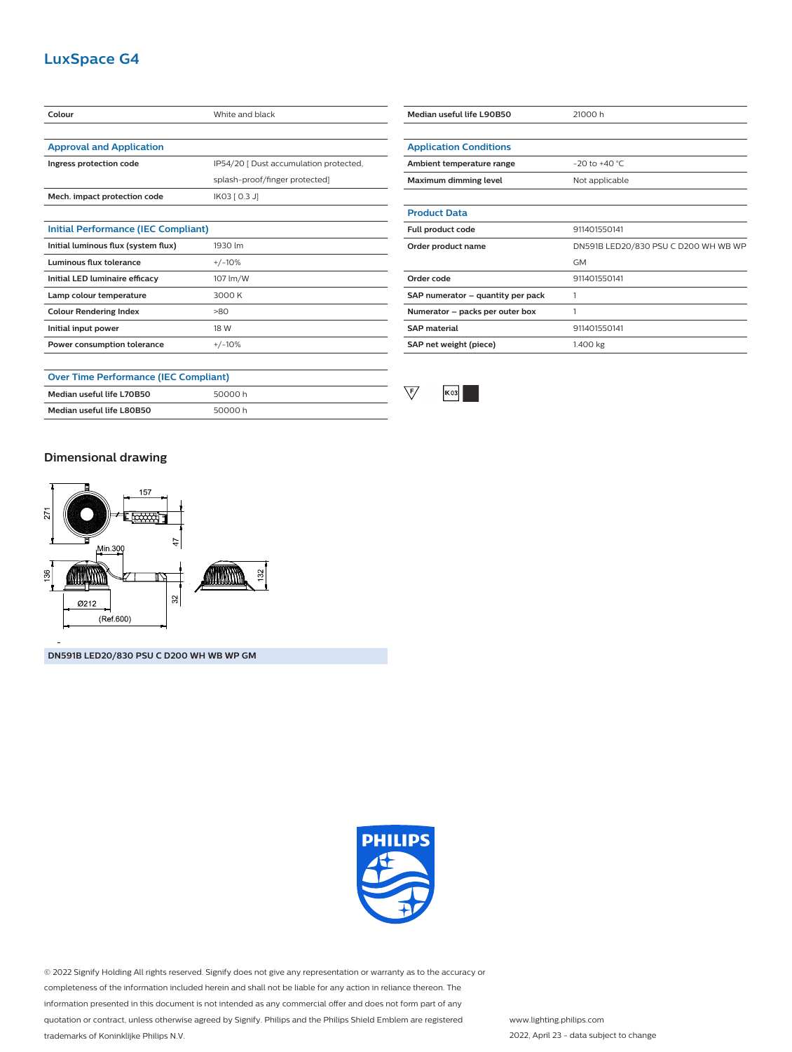# LuxSpace G4

| | |
|---|---|
| Colour | White and black |

## Approval and Application

| | |
|---|---|
| Ingress protection code | IP54/20 [ Dust accumulation protected, splash-proof/finger protected] |
| Mech. impact protection code | IK03 [ 0.3 J] |

## Initial Performance (IEC Compliant)

| | |
|---|---|
| Initial luminous flux (system flux) | 1930 lm |
| Luminous flux tolerance | +/-10% |
| Initial LED luminaire efficacy | 107 lm/W |
| Lamp colour temperature | 3000 K |
| Colour Rendering Index | >80 |
| Initial input power | 18 W |
| Power consumption tolerance | +/-10% |

## Over Time Performance (IEC Compliant)

| | |
|---|---|
| Median useful life L70B50 | 50000 h |
| Median useful life L80B50 | 50000 h |
| Median useful life L90B50 | 21000 h |

## Application Conditions

| | |
|---|---|
| Ambient temperature range | -20 to +40 °C |
| Maximum dimming level | Not applicable |

## Product Data

| | |
|---|---|
| Full product code | 911401550141 |
| Order product name | DN591B LED20/830 PSU C D200 WH WB WP GM |
| Order code | 911401550141 |
| SAP numerator – quantity per pack | 1 |
| Numerator – packs per outer box | 1 |
| SAP material | 911401550141 |
| SAP net weight (piece) | 1.400 kg |

F

IK03

## Dimensional drawing

157

271

47

Min.300

136

Ø212

32

(Ref.600)

132

**DN591B LED20/830 PSU C D200 WH WB WP GM**

© 2022 Signify Holding All rights reserved. Signify does not give any representation or warranty as to the accuracy or completeness of the information included herein and shall not be liable for any action in reliance thereon. The information presented in this document is not intended as any commercial offer and does not form part of any quotation or contract, unless otherwise agreed by Signify. Philips and the Philips Shield Emblem are registered trademarks of Koninklijke Philips N.V.

www.lighting.philips.com

2022, April 23 - data subject to change